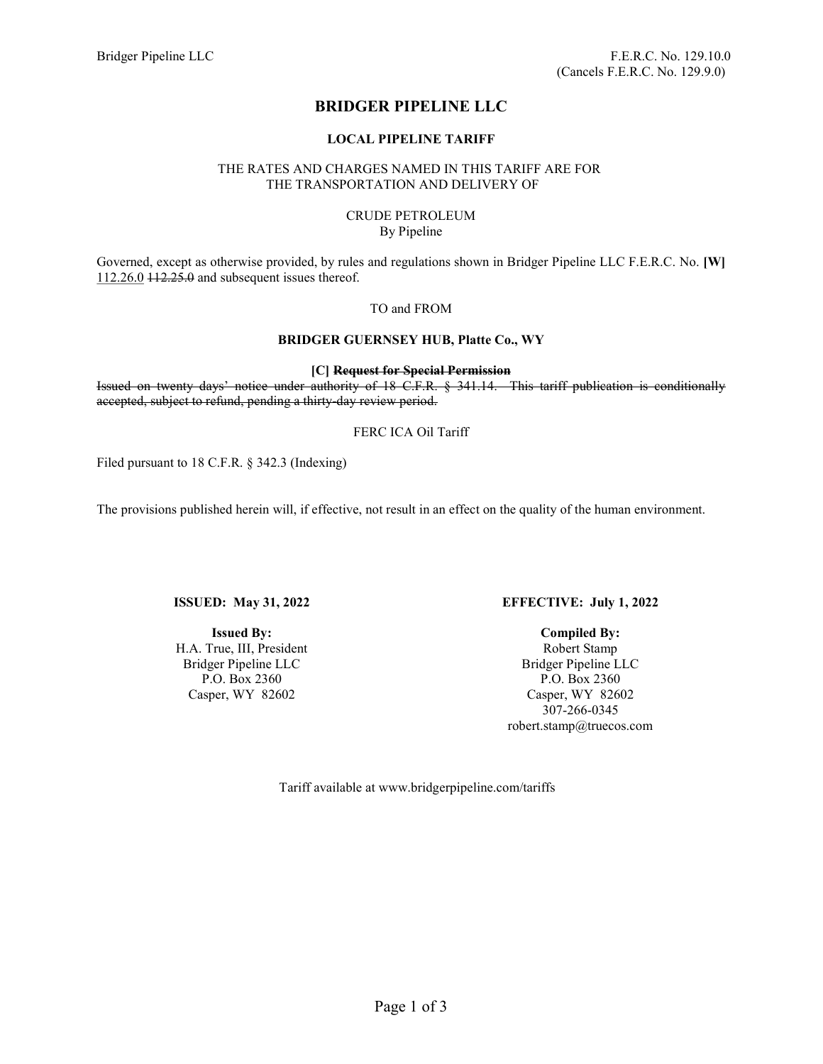Bridger Pipeline LLC F.E.R.C. No. 129.10.0
(Cancels F.E.R.C. No. 129.9.0)

# BRIDGER PIPELINE LLC

## LOCAL PIPELINE TARIFF

THE RATES AND CHARGES NAMED IN THIS TARIFF ARE FOR
THE TRANSPORTATION AND DELIVERY OF

CRUDE PETROLEUM
By Pipeline

Governed, except as otherwise provided, by rules and regulations shown in Bridger Pipeline LLC F.E.R.C. No. **[W]** 112.26.0 ~~112.25.0~~ and subsequent issues thereof.

TO and FROM

**BRIDGER GUERNSEY HUB, Platte Co., WY**

**[C] ~~Request for Special Permission~~**

~~Issued on twenty days' notice under authority of 18 C.F.R. § 341.14. This tariff publication is conditionally accepted, subject to refund, pending a thirty-day review period.~~

FERC ICA Oil Tariff

Filed pursuant to 18 C.F.R. § 342.3 (Indexing)

The provisions published herein will, if effective, not result in an effect on the quality of the human environment.

**ISSUED: May 31, 2022**

**EFFECTIVE: July 1, 2022**

**Issued By:**
H.A. True, III, President
Bridger Pipeline LLC
P.O. Box 2360
Casper, WY 82602

**Compiled By:**
Robert Stamp
Bridger Pipeline LLC
P.O. Box 2360
Casper, WY 82602
307-266-0345
robert.stamp@truecos.com

Tariff available at www.bridgerpipeline.com/tariffs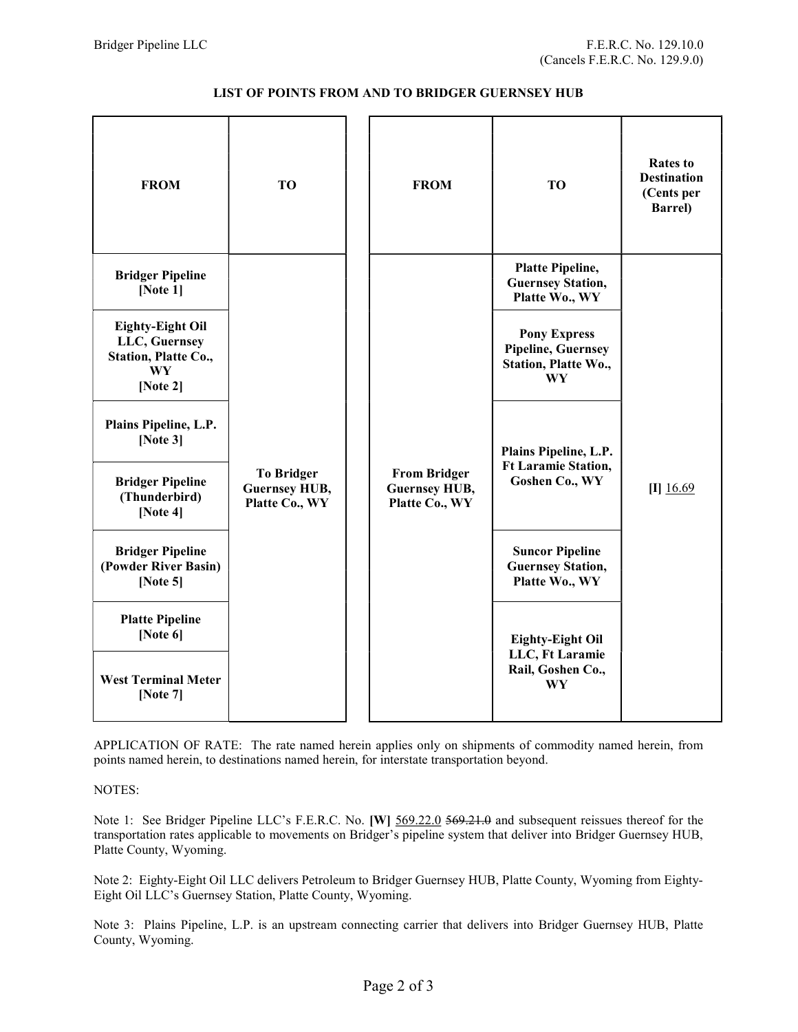Bridger Pipeline LLC

F.E.R.C. No. 129.10.0
(Cancels F.E.R.C. No. 129.9.0)

**LIST OF POINTS FROM AND TO BRIDGER GUERNSEY HUB**

| FROM | TO | FROM | TO | Rates to Destination (Cents per Barrel) |
|---|---|---|---|---|
| **Bridger Pipeline [Note 1]** | **To Bridger Guernsey HUB, Platte Co., WY** | **From Bridger Guernsey HUB, Platte Co., WY** | **Platte Pipeline, Guernsey Station, Platte Wo., WY** | **[I]** 16.69 |
| **Eighty-Eight Oil LLC, Guernsey Station, Platte Co., WY [Note 2]** | | | **Pony Express Pipeline, Guernsey Station, Platte Wo., WY** | |
| **Plains Pipeline, L.P. [Note 3]** | | | **Plains Pipeline, L.P. Ft Laramie Station, Goshen Co., WY** | |
| **Bridger Pipeline (Thunderbird) [Note 4]** | | | | |
| **Bridger Pipeline (Powder River Basin) [Note 5]** | | | **Suncor Pipeline Guernsey Station, Platte Wo., WY** | |
| **Platte Pipeline [Note 6]** | | | **Eighty-Eight Oil LLC, Ft Laramie Rail, Goshen Co., WY** | |
| **West Terminal Meter [Note 7]** | | | | |

APPLICATION OF RATE: The rate named herein applies only on shipments of commodity named herein, from points named herein, to destinations named herein, for interstate transportation beyond.

NOTES:

Note 1: See Bridger Pipeline LLC's F.E.R.C. No. **[W]** 569.22.0 ~~569.21.0~~ and subsequent reissues thereof for the transportation rates applicable to movements on Bridger's pipeline system that deliver into Bridger Guernsey HUB, Platte County, Wyoming.

Note 2: Eighty-Eight Oil LLC delivers Petroleum to Bridger Guernsey HUB, Platte County, Wyoming from Eighty-Eight Oil LLC's Guernsey Station, Platte County, Wyoming.

Note 3: Plains Pipeline, L.P. is an upstream connecting carrier that delivers into Bridger Guernsey HUB, Platte County, Wyoming.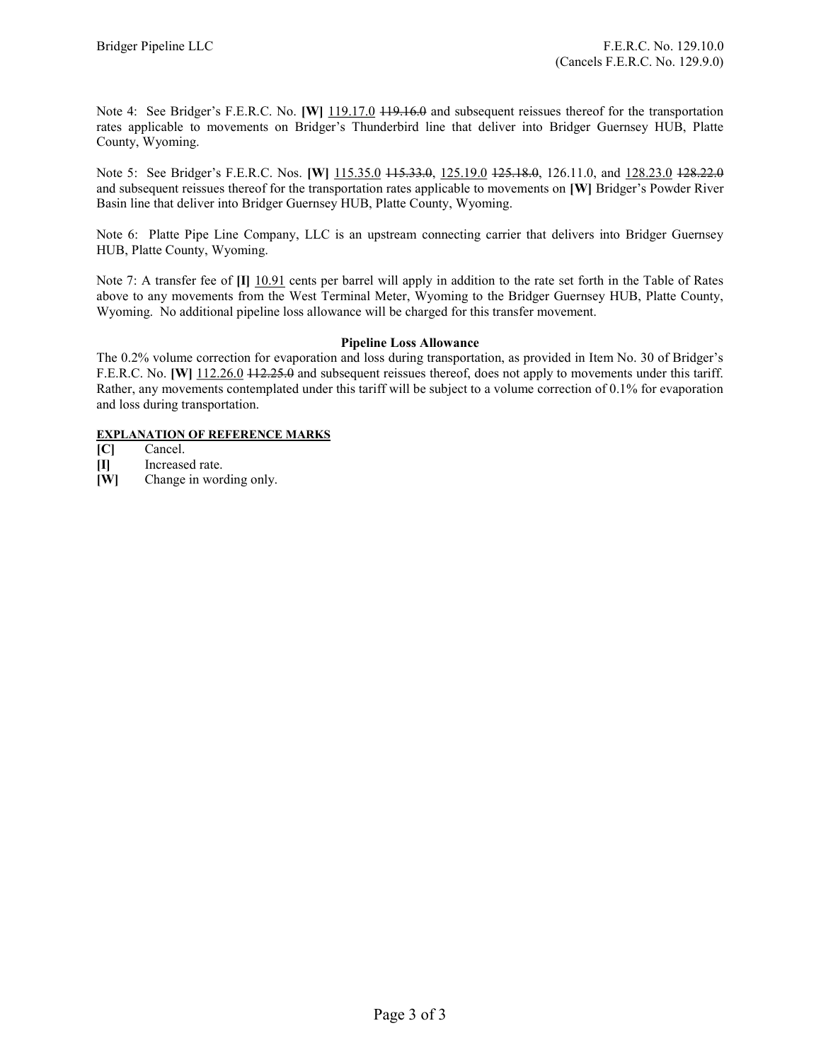Note 4: See Bridger's F.E.R.C. No. **[W]** 119.17.0 ~~119.16.0~~ and subsequent reissues thereof for the transportation rates applicable to movements on Bridger's Thunderbird line that deliver into Bridger Guernsey HUB, Platte County, Wyoming.

Note 5: See Bridger's F.E.R.C. Nos. **[W]** 115.35.0 ~~115.33.0~~, 125.19.0 ~~125.18.0~~, 126.11.0, and 128.23.0 ~~128.22.0~~ and subsequent reissues thereof for the transportation rates applicable to movements on **[W]** Bridger's Powder River Basin line that deliver into Bridger Guernsey HUB, Platte County, Wyoming.

Note 6: Platte Pipe Line Company, LLC is an upstream connecting carrier that delivers into Bridger Guernsey HUB, Platte County, Wyoming.

Note 7: A transfer fee of **[I]** 10.91 cents per barrel will apply in addition to the rate set forth in the Table of Rates above to any movements from the West Terminal Meter, Wyoming to the Bridger Guernsey HUB, Platte County, Wyoming. No additional pipeline loss allowance will be charged for this transfer movement.

**Pipeline Loss Allowance**

The 0.2% volume correction for evaporation and loss during transportation, as provided in Item No. 30 of Bridger's F.E.R.C. No. **[W]** 112.26.0 ~~112.25.0~~ and subsequent reissues thereof, does not apply to movements under this tariff. Rather, any movements contemplated under this tariff will be subject to a volume correction of 0.1% for evaporation and loss during transportation.

**EXPLANATION OF REFERENCE MARKS**

**[C]** Cancel.
**[I]** Increased rate.
**[W]** Change in wording only.